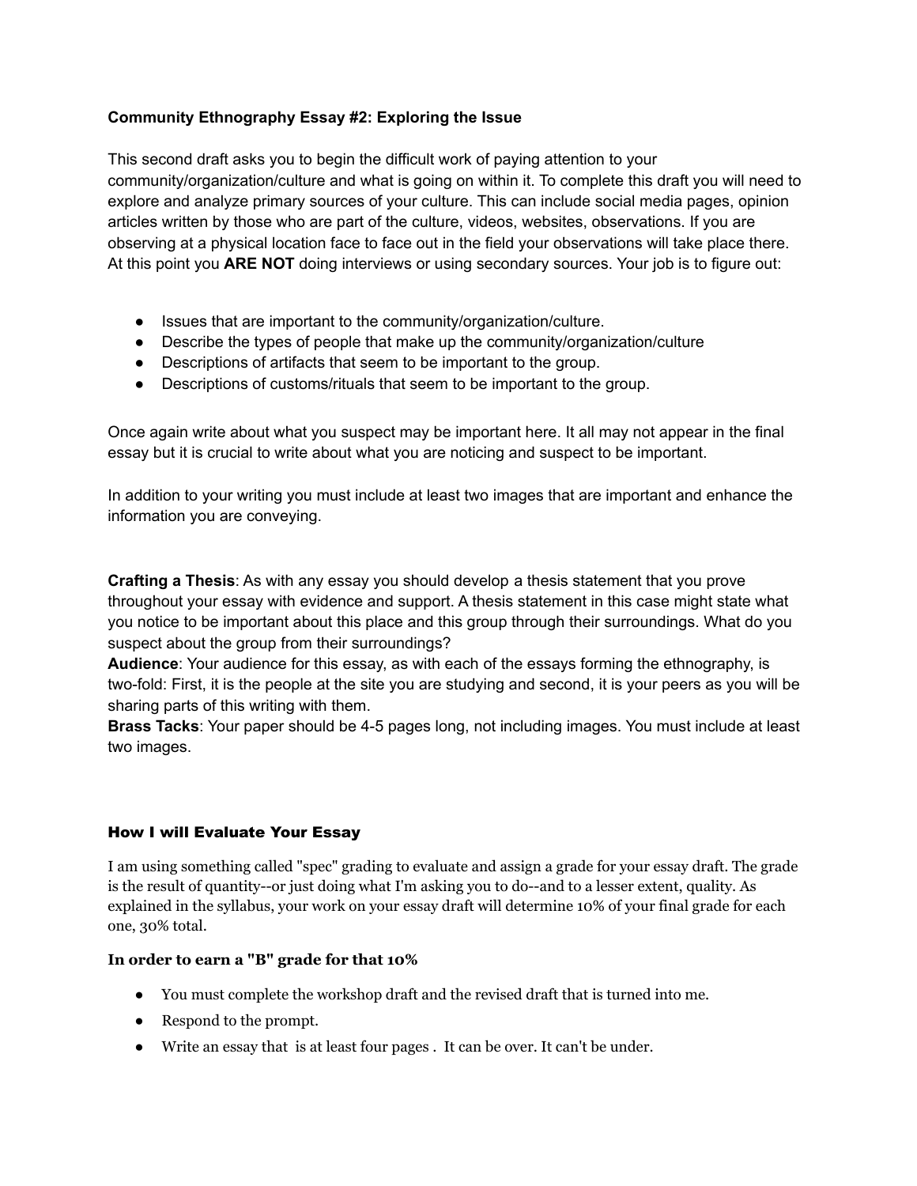**Community Ethnography Essay #2: Exploring the Issue**

This second draft asks you to begin the difficult work of paying attention to your community/organization/culture and what is going on within it. To complete this draft you will need to explore and analyze primary sources of your culture. This can include social media pages, opinion articles written by those who are part of the culture, videos, websites, observations. If you are observing at a physical location face to face out in the field your observations will take place there. At this point you **ARE NOT** doing interviews or using secondary sources. Your job is to figure out:

- Issues that are important to the community/organization/culture.
- Describe the types of people that make up the community/organization/culture
- Descriptions of artifacts that seem to be important to the group.
- Descriptions of customs/rituals that seem to be important to the group.

Once again write about what you suspect may be important here. It all may not appear in the final essay but it is crucial to write about what you are noticing and suspect to be important.

In addition to your writing you must include at least two images that are important and enhance the information you are conveying.

**Crafting a Thesis**: As with any essay you should develop a thesis statement that you prove throughout your essay with evidence and support. A thesis statement in this case might state what you notice to be important about this place and this group through their surroundings. What do you suspect about the group from their surroundings?
**Audience**: Your audience for this essay, as with each of the essays forming the ethnography, is two-fold: First, it is the people at the site you are studying and second, it is your peers as you will be sharing parts of this writing with them.
**Brass Tacks**: Your paper should be 4-5 pages long, not including images. You must include at least two images.

## How I will Evaluate Your Essay

I am using something called "spec" grading to evaluate and assign a grade for your essay draft. The grade is the result of quantity--or just doing what I'm asking you to do--and to a lesser extent, quality. As explained in the syllabus, your work on your essay draft will determine 10% of your final grade for each one, 30% total.

### In order to earn a "B" grade for that 10%

- You must complete the workshop draft and the revised draft that is turned into me.
- Respond to the prompt.
- Write an essay that is at least four pages . It can be over. It can't be under.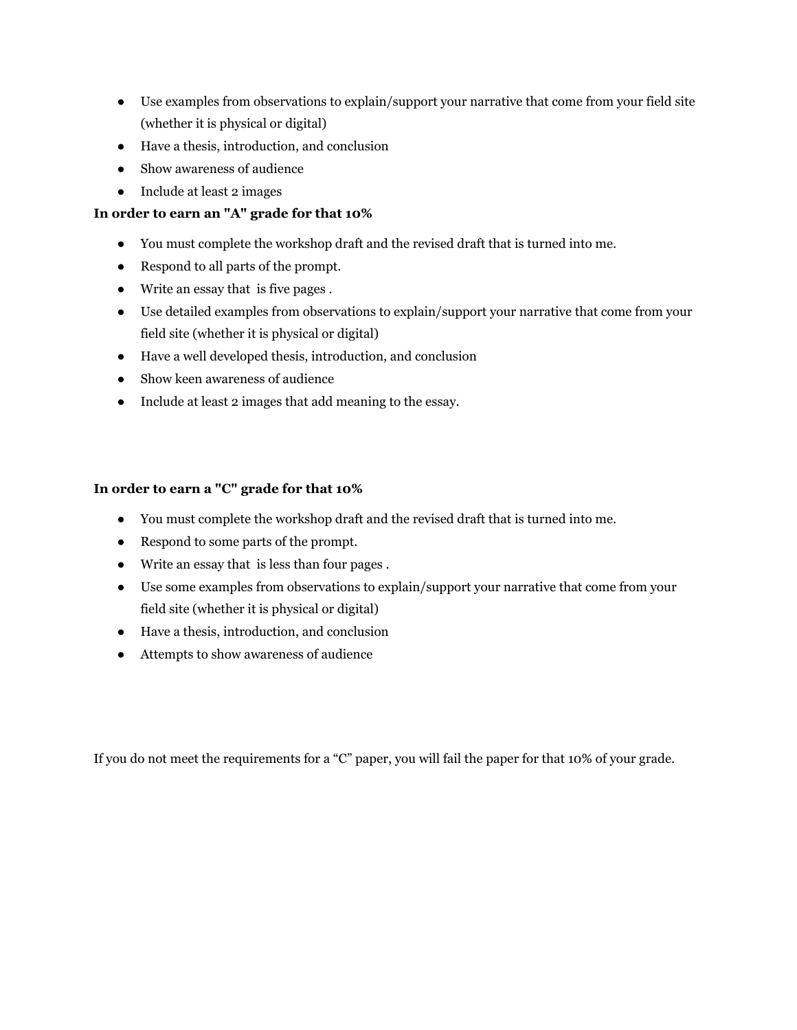- Use examples from observations to explain/support your narrative that come from your field site (whether it is physical or digital)
- Have a thesis, introduction, and conclusion
- Show awareness of audience
- Include at least 2 images

**In order to earn an "A" grade for that 10%**

- You must complete the workshop draft and the revised draft that is turned into me.
- Respond to all parts of the prompt.
- Write an essay that is five pages .
- Use detailed examples from observations to explain/support your narrative that come from your field site (whether it is physical or digital)
- Have a well developed thesis, introduction, and conclusion
- Show keen awareness of audience
- Include at least 2 images that add meaning to the essay.

**In order to earn a "C" grade for that 10%**

- You must complete the workshop draft and the revised draft that is turned into me.
- Respond to some parts of the prompt.
- Write an essay that is less than four pages .
- Use some examples from observations to explain/support your narrative that come from your field site (whether it is physical or digital)
- Have a thesis, introduction, and conclusion
- Attempts to show awareness of audience

If you do not meet the requirements for a "C" paper, you will fail the paper for that 10% of your grade.